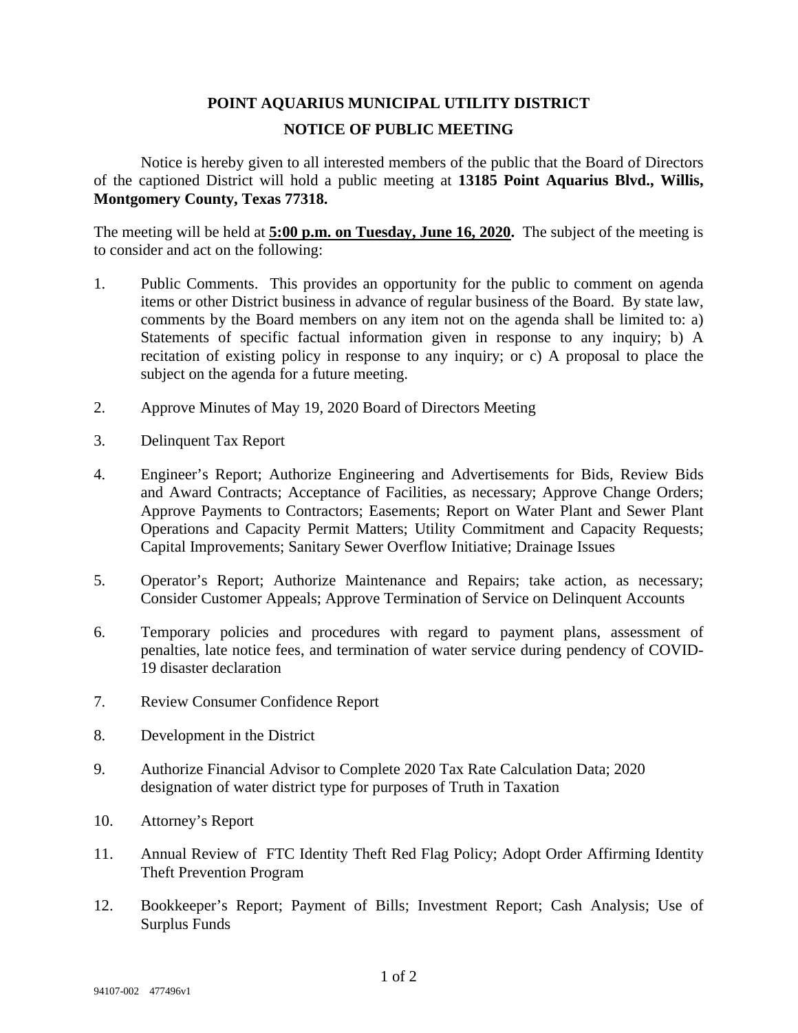# POINT AQUARIUS MUNICIPAL UTILITY DISTRICT

## NOTICE OF PUBLIC MEETING

Notice is hereby given to all interested members of the public that the Board of Directors of the captioned District will hold a public meeting at **13185 Point Aquarius Blvd., Willis, Montgomery County, Texas 77318.**

The meeting will be held at **5:00 p.m. on Tuesday, June 16, 2020.** The subject of the meeting is to consider and act on the following:

1. Public Comments. This provides an opportunity for the public to comment on agenda items or other District business in advance of regular business of the Board. By state law, comments by the Board members on any item not on the agenda shall be limited to: a) Statements of specific factual information given in response to any inquiry; b) A recitation of existing policy in response to any inquiry; or c) A proposal to place the subject on the agenda for a future meeting.

2. Approve Minutes of May 19, 2020 Board of Directors Meeting

3. Delinquent Tax Report

4. Engineer's Report; Authorize Engineering and Advertisements for Bids, Review Bids and Award Contracts; Acceptance of Facilities, as necessary; Approve Change Orders; Approve Payments to Contractors; Easements; Report on Water Plant and Sewer Plant Operations and Capacity Permit Matters; Utility Commitment and Capacity Requests; Capital Improvements; Sanitary Sewer Overflow Initiative; Drainage Issues

5. Operator's Report; Authorize Maintenance and Repairs; take action, as necessary; Consider Customer Appeals; Approve Termination of Service on Delinquent Accounts

6. Temporary policies and procedures with regard to payment plans, assessment of penalties, late notice fees, and termination of water service during pendency of COVID-19 disaster declaration

7. Review Consumer Confidence Report

8. Development in the District

9. Authorize Financial Advisor to Complete 2020 Tax Rate Calculation Data; 2020 designation of water district type for purposes of Truth in Taxation

10. Attorney's Report

11. Annual Review of FTC Identity Theft Red Flag Policy; Adopt Order Affirming Identity Theft Prevention Program

12. Bookkeeper's Report; Payment of Bills; Investment Report; Cash Analysis; Use of Surplus Funds

94107-002 477496v1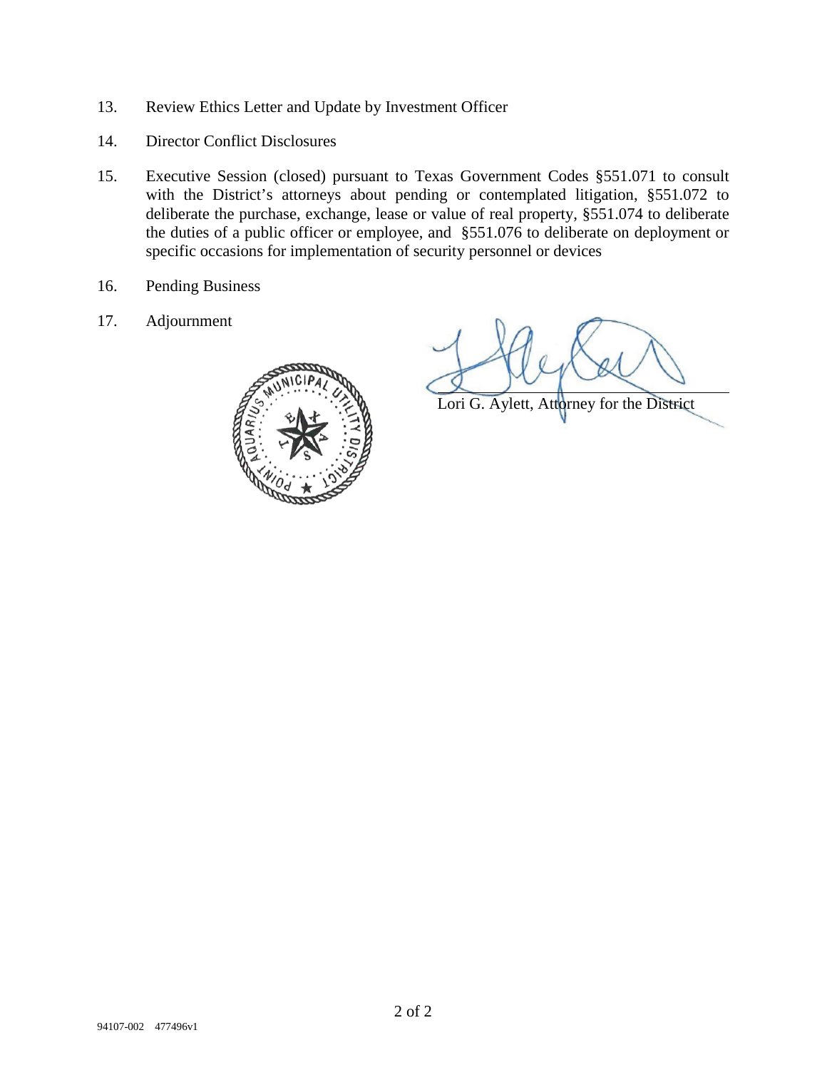13. Review Ethics Letter and Update by Investment Officer

14. Director Conflict Disclosures

15. Executive Session (closed) pursuant to Texas Government Codes §551.071 to consult with the District's attorneys about pending or contemplated litigation, §551.072 to deliberate the purchase, exchange, lease or value of real property, §551.074 to deliberate the duties of a public officer or employee, and §551.076 to deliberate on deployment or specific occasions for implementation of security personnel or devices

16. Pending Business

17. Adjournment

POINT AQUARIUS MUNICIPAL UTILITY DISTRICT
TEXAS

Lori G. Aylett, Attorney for the District

94107-002 477496v1